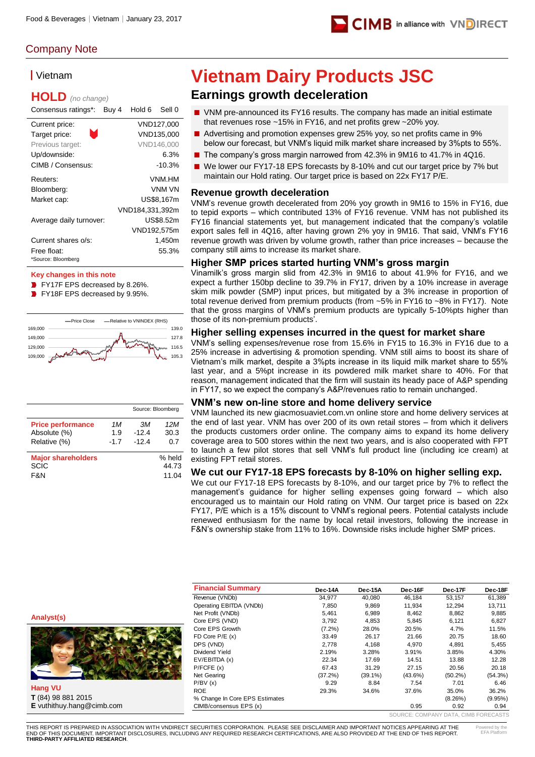Food & Beverages | Vietnam | January 23, 2017

## Company Note

### Vietnam

**HOLD** *(no change)*

| Consensus ratings*: | Buy 4 | Hold 6 | Sell 0 |
|---|---|---|---|

| | |
|---|---|
| Current price: | VND127,000 |
| Target price: | VND135,000 |
| Previous target: | VND146,000 |
| Up/downside: | 6.3% |
| CIMB / Consensus: | -10.3% |
| Reuters: | VNM.HM |
| Bloomberg: | VNM VN |
| Market cap: | US$8,167m |
| | VND184,331,392m |
| Average daily turnover: | US$8.52m |
| | VND192,575m |
| Current shares o/s: | 1,450m |
| Free float: | 55.3% |

*Source: Bloomberg

**Key changes in this note**

- FY17F EPS decreased by 8.26%.
- FY18F EPS decreased by 9.95%.

Source: Bloomberg

| Price performance | 1M | 3M | 12M |
|---|---|---|---|
| Absolute (%) | 1.9 | -12.4 | 30.3 |
| Relative (%) | -1.7 | -12.4 | 0.7 |

| Major shareholders | % held |
|---|---|
| SCIC | 44.73 |
| F&N | 11.04 |

# Vietnam Dairy Products JSC

## Earnings growth deceleration

- VNM pre-announced its FY16 results. The company has made an initial estimate that revenues rose ~15% in FY16, and net profits grew ~20% yoy.
- Advertising and promotion expenses grew 25% yoy, so net profits came in 9% below our forecast, but VNM's liquid milk market share increased by 3%pts to 55%.
- The company's gross margin narrowed from 42.3% in 9M16 to 41.7% in 4Q16.
- We lower our FY17-18 EPS forecasts by 8-10% and cut our target price by 7% but maintain our Hold rating. Our target price is based on 22x FY17 P/E.

### Revenue growth deceleration

VNM's revenue growth decelerated from 20% yoy growth in 9M16 to 15% in FY16, due to tepid exports – which contributed 13% of FY16 revenue. VNM has not published its FY16 financial statements yet, but management indicated that the company's volatile export sales fell in 4Q16, after having grown 2% yoy in 9M16. That said, VNM's FY16 revenue growth was driven by volume growth, rather than price increases – because the company still aims to increase its market share.

### Higher SMP prices started hurting VNM's gross margin

Vinamilk's gross margin slid from 42.3% in 9M16 to about 41.9% for FY16, and we expect a further 150bp decline to 39.7% in FY17, driven by a 10% increase in average skim milk powder (SMP) input prices, but mitigated by a 3% increase in proportion of total revenue derived from premium products (from ~5% in FY16 to ~8% in FY17). Note that the gross margins of VNM's premium products are typically 5-10%pts higher than those of its non-premium products'.

### Higher selling expenses incurred in the quest for market share

VNM's selling expenses/revenue rose from 15.6% in FY15 to 16.3% in FY16 due to a 25% increase in advertising & promotion spending. VNM still aims to boost its share of Vietnam's milk market, despite a 3%pts increase in its liquid milk market share to 55% last year, and a 5%pt increase in its powdered milk market share to 40%. For that reason, management indicated that the firm will sustain its heady pace of A&P spending in FY17, so we expect the company's A&P/revenues ratio to remain unchanged.

### VNM's new on-line store and home delivery service

VNM launched its new giacmosuaviet.com.vn online store and home delivery services at the end of last year. VNM has over 200 of its own retail stores – from which it delivers the products customers order online. The company aims to expand its home delivery coverage area to 500 stores within the next two years, and is also cooperated with FPT to launch a few pilot stores that sell VNM's full product line (including ice cream) at existing FPT retail stores.

### We cut our FY17-18 EPS forecasts by 8-10% on higher selling exp.

We cut our FY17-18 EPS forecasts by 8-10%, and our target price by 7% to reflect the management's guidance for higher selling expenses going forward – which also encouraged us to maintain our Hold rating on VNM. Our target price is based on 22x FY17, P/E which is a 15% discount to VNM's regional peers. Potential catalysts include renewed enthusiasm for the name by local retail investors, following the increase in F&N's ownership stake from 11% to 16%. Downside risks include higher SMP prices.

**Analyst(s)**

**Hang VU**
**T** (84) 98 881 2015
**E** vuthithuy.hang@cimb.com

| Financial Summary | Dec-14A | Dec-15A | Dec-16F | Dec-17F | Dec-18F |
|---|---|---|---|---|---|
| Revenue (VNDb) | 34,977 | 40,080 | 46,184 | 53,157 | 61,389 |
| Operating EBITDA (VNDb) | 7,850 | 9,869 | 11,934 | 12,294 | 13,711 |
| Net Profit (VNDb) | 5,461 | 6,989 | 8,462 | 8,862 | 9,885 |
| Core EPS (VND) | 3,792 | 4,853 | 5,845 | 6,121 | 6,827 |
| Core EPS Growth | (7.2%) | 28.0% | 20.5% | 4.7% | 11.5% |
| FD Core P/E (x) | 33.49 | 26.17 | 21.66 | 20.75 | 18.60 |
| DPS (VND) | 2,778 | 4,168 | 4,970 | 4,891 | 5,455 |
| Dividend Yield | 2.19% | 3.28% | 3.91% | 3.85% | 4.30% |
| EV/EBITDA (x) | 22.34 | 17.69 | 14.51 | 13.88 | 12.28 |
| P/FCFE (x) | 67.43 | 31.29 | 27.15 | 20.56 | 20.18 |
| Net Gearing | (37.2%) | (39.1%) | (43.6%) | (50.2%) | (54.3%) |
| P/BV (x) | 9.29 | 8.84 | 7.54 | 7.01 | 6.46 |
| ROE | 29.3% | 34.6% | 37.6% | 35.0% | 36.2% |
| % Change In Core EPS Estimates | | | | (8.26%) | (9.95%) |
| CIMB/consensus EPS (x) | | | 0.95 | 0.92 | 0.94 |

SOURCE: COMPANY DATA, CIMB FORECASTS

THIS REPORT IS PREPARED IN ASSOCIATION WITH VNDIRECT SECURITIES CORPORATION. PLEASE SEE DISCLAIMER AND IMPORTANT NOTICES APPEARING AT THE END OF THIS DOCUMENT. IMPORTANT DISCLOSURES, INCLUDING ANY REQUIRED RESEARCH CERTIFICATIONS, ARE ALSO PROVIDED AT THE END OF THIS REPORT. **THIRD-PARTY AFFILIATED RESEARCH**.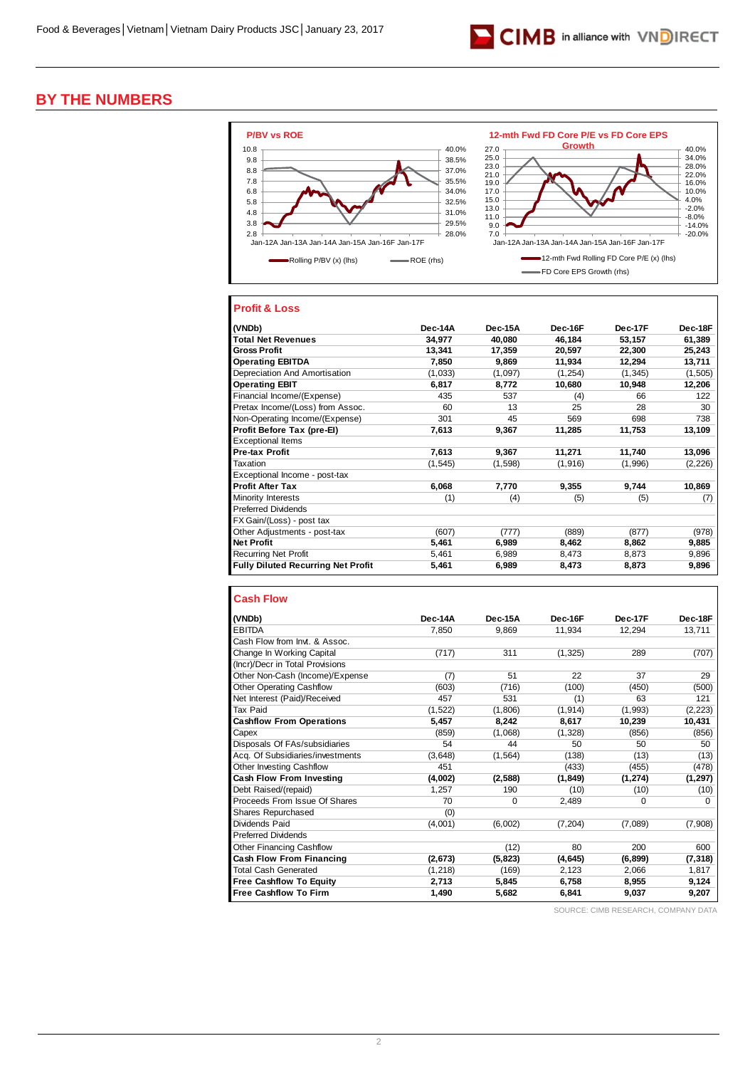# BY THE NUMBERS

P/BV vs ROE

12-mth Fwd FD Core P/E vs FD Core EPS Growth

## Profit & Loss

| (VNDb) | Dec-14A | Dec-15A | Dec-16F | Dec-17F | Dec-18F |
|---|---|---|---|---|---|
| **Total Net Revenues** | **34,977** | **40,080** | **46,184** | **53,157** | **61,389** |
| **Gross Profit** | **13,341** | **17,359** | **20,597** | **22,300** | **25,243** |
| **Operating EBITDA** | **7,850** | **9,869** | **11,934** | **12,294** | **13,711** |
| Depreciation And Amortisation | (1,033) | (1,097) | (1,254) | (1,345) | (1,505) |
| **Operating EBIT** | **6,817** | **8,772** | **10,680** | **10,948** | **12,206** |
| Financial Income/(Expense) | 435 | 537 | (4) | 66 | 122 |
| Pretax Income/(Loss) from Assoc. | 60 | 13 | 25 | 28 | 30 |
| Non-Operating Income/(Expense) | 301 | 45 | 569 | 698 | 738 |
| **Profit Before Tax (pre-EI)** | **7,613** | **9,367** | **11,285** | **11,753** | **13,109** |
| Exceptional Items | | | | | |
| **Pre-tax Profit** | **7,613** | **9,367** | **11,271** | **11,740** | **13,096** |
| Taxation | (1,545) | (1,598) | (1,916) | (1,996) | (2,226) |
| Exceptional Income - post-tax | | | | | |
| **Profit After Tax** | **6,068** | **7,770** | **9,355** | **9,744** | **10,869** |
| Minority Interests | (1) | (4) | (5) | (5) | (7) |
| Preferred Dividends | | | | | |
| FX Gain/(Loss) - post tax | | | | | |
| Other Adjustments - post-tax | (607) | (777) | (889) | (877) | (978) |
| **Net Profit** | **5,461** | **6,989** | **8,462** | **8,862** | **9,885** |
| Recurring Net Profit | 5,461 | 6,989 | 8,473 | 8,873 | 9,896 |
| **Fully Diluted Recurring Net Profit** | **5,461** | **6,989** | **8,473** | **8,873** | **9,896** |

## Cash Flow

| (VNDb) | Dec-14A | Dec-15A | Dec-16F | Dec-17F | Dec-18F |
|---|---|---|---|---|---|
| EBITDA | 7,850 | 9,869 | 11,934 | 12,294 | 13,711 |
| Cash Flow from Invt. & Assoc. | | | | | |
| Change In Working Capital | (717) | 311 | (1,325) | 289 | (707) |
| (Incr)/Decr in Total Provisions | | | | | |
| Other Non-Cash (Income)/Expense | (7) | 51 | 22 | 37 | 29 |
| Other Operating Cashflow | (603) | (716) | (100) | (450) | (500) |
| Net Interest (Paid)/Received | 457 | 531 | (1) | 63 | 121 |
| Tax Paid | (1,522) | (1,806) | (1,914) | (1,993) | (2,223) |
| **Cashflow From Operations** | **5,457** | **8,242** | **8,617** | **10,239** | **10,431** |
| Capex | (859) | (1,068) | (1,328) | (856) | (856) |
| Disposals Of FAs/subsidiaries | 54 | 44 | 50 | 50 | 50 |
| Acq. Of Subsidiaries/investments | (3,648) | (1,564) | (138) | (13) | (13) |
| Other Investing Cashflow | 451 | | (433) | (455) | (478) |
| **Cash Flow From Investing** | **(4,002)** | **(2,588)** | **(1,849)** | **(1,274)** | **(1,297)** |
| Debt Raised/(repaid) | 1,257 | 190 | (10) | (10) | (10) |
| Proceeds From Issue Of Shares | 70 | 0 | 2,489 | 0 | 0 |
| Shares Repurchased | (0) | | | | |
| Dividends Paid | (4,001) | (6,002) | (7,204) | (7,089) | (7,908) |
| Preferred Dividends | | | | | |
| Other Financing Cashflow | | (12) | 80 | 200 | 600 |
| **Cash Flow From Financing** | **(2,673)** | **(5,823)** | **(4,645)** | **(6,899)** | **(7,318)** |
| Total Cash Generated | (1,218) | (169) | 2,123 | 2,066 | 1,817 |
| **Free Cashflow To Equity** | **2,713** | **5,845** | **6,758** | **8,955** | **9,124** |
| **Free Cashflow To Firm** | **1,490** | **5,682** | **6,841** | **9,037** | **9,207** |

SOURCE: CIMB RESEARCH, COMPANY DATA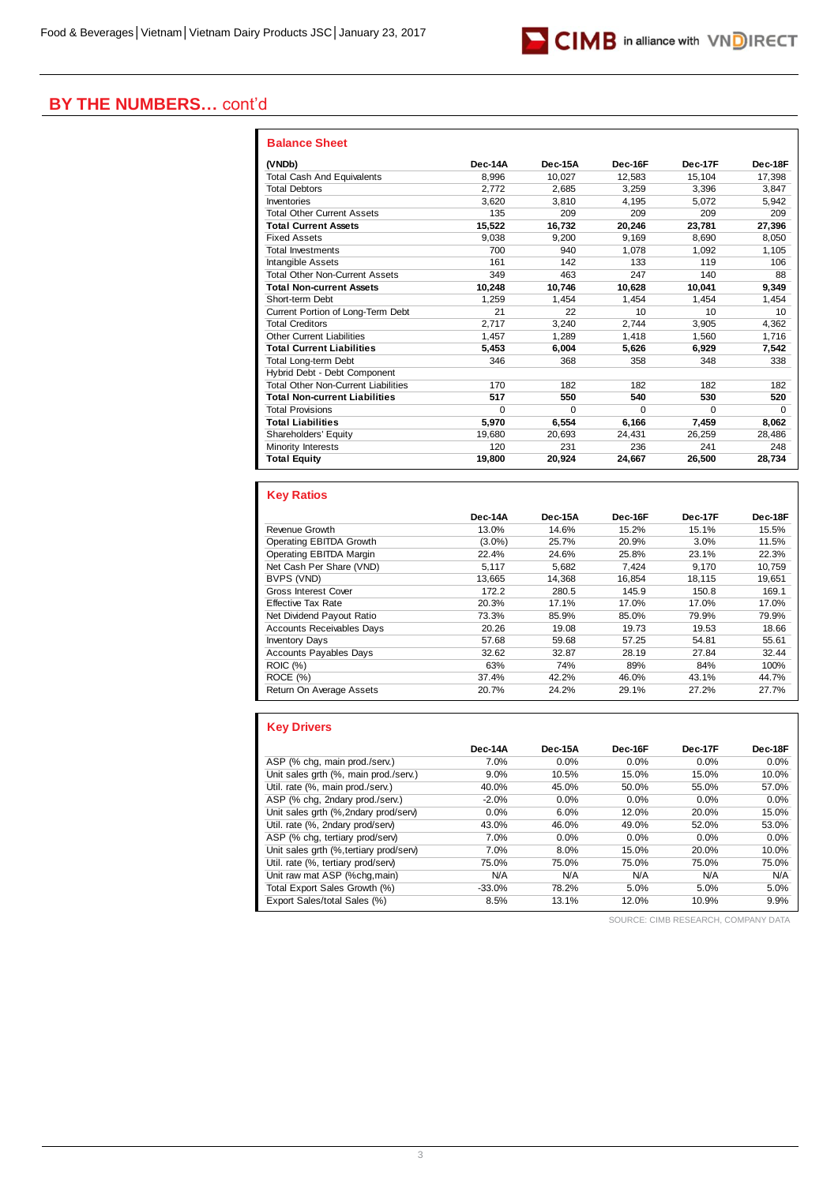# BY THE NUMBERS… cont'd

## Balance Sheet

| (VNDb) | Dec-14A | Dec-15A | Dec-16F | Dec-17F | Dec-18F |
|---|---|---|---|---|---|
| Total Cash And Equivalents | 8,996 | 10,027 | 12,583 | 15,104 | 17,398 |
| Total Debtors | 2,772 | 2,685 | 3,259 | 3,396 | 3,847 |
| Inventories | 3,620 | 3,810 | 4,195 | 5,072 | 5,942 |
| Total Other Current Assets | 135 | 209 | 209 | 209 | 209 |
| **Total Current Assets** | **15,522** | **16,732** | **20,246** | **23,781** | **27,396** |
| Fixed Assets | 9,038 | 9,200 | 9,169 | 8,690 | 8,050 |
| Total Investments | 700 | 940 | 1,078 | 1,092 | 1,105 |
| Intangible Assets | 161 | 142 | 133 | 119 | 106 |
| Total Other Non-Current Assets | 349 | 463 | 247 | 140 | 88 |
| **Total Non-current Assets** | **10,248** | **10,746** | **10,628** | **10,041** | **9,349** |
| Short-term Debt | 1,259 | 1,454 | 1,454 | 1,454 | 1,454 |
| Current Portion of Long-Term Debt | 21 | 22 | 10 | 10 | 10 |
| Total Creditors | 2,717 | 3,240 | 2,744 | 3,905 | 4,362 |
| Other Current Liabilities | 1,457 | 1,289 | 1,418 | 1,560 | 1,716 |
| **Total Current Liabilities** | **5,453** | **6,004** | **5,626** | **6,929** | **7,542** |
| Total Long-term Debt | 346 | 368 | 358 | 348 | 338 |
| Hybrid Debt - Debt Component | | | | | |
| Total Other Non-Current Liabilities | 170 | 182 | 182 | 182 | 182 |
| **Total Non-current Liabilities** | **517** | **550** | **540** | **530** | **520** |
| Total Provisions | 0 | 0 | 0 | 0 | 0 |
| **Total Liabilities** | **5,970** | **6,554** | **6,166** | **7,459** | **8,062** |
| Shareholders' Equity | 19,680 | 20,693 | 24,431 | 26,259 | 28,486 |
| Minority Interests | 120 | 231 | 236 | 241 | 248 |
| **Total Equity** | **19,800** | **20,924** | **24,667** | **26,500** | **28,734** |

## Key Ratios

| | Dec-14A | Dec-15A | Dec-16F | Dec-17F | Dec-18F |
|---|---|---|---|---|---|
| Revenue Growth | 13.0% | 14.6% | 15.2% | 15.1% | 15.5% |
| Operating EBITDA Growth | (3.0%) | 25.7% | 20.9% | 3.0% | 11.5% |
| Operating EBITDA Margin | 22.4% | 24.6% | 25.8% | 23.1% | 22.3% |
| Net Cash Per Share (VND) | 5,117 | 5,682 | 7,424 | 9,170 | 10,759 |
| BVPS (VND) | 13,665 | 14,368 | 16,854 | 18,115 | 19,651 |
| Gross Interest Cover | 172.2 | 280.5 | 145.9 | 150.8 | 169.1 |
| Effective Tax Rate | 20.3% | 17.1% | 17.0% | 17.0% | 17.0% |
| Net Dividend Payout Ratio | 73.3% | 85.9% | 85.0% | 79.9% | 79.9% |
| Accounts Receivables Days | 20.26 | 19.08 | 19.73 | 19.53 | 18.66 |
| Inventory Days | 57.68 | 59.68 | 57.25 | 54.81 | 55.61 |
| Accounts Payables Days | 32.62 | 32.87 | 28.19 | 27.84 | 32.44 |
| ROIC (%) | 63% | 74% | 89% | 84% | 100% |
| ROCE (%) | 37.4% | 42.2% | 46.0% | 43.1% | 44.7% |
| Return On Average Assets | 20.7% | 24.2% | 29.1% | 27.2% | 27.7% |

## Key Drivers

| | Dec-14A | Dec-15A | Dec-16F | Dec-17F | Dec-18F |
|---|---|---|---|---|---|
| ASP (% chg, main prod./serv.) | 7.0% | 0.0% | 0.0% | 0.0% | 0.0% |
| Unit sales grth (%, main prod./serv.) | 9.0% | 10.5% | 15.0% | 15.0% | 10.0% |
| Util. rate (%, main prod./serv.) | 40.0% | 45.0% | 50.0% | 55.0% | 57.0% |
| ASP (% chg, 2ndary prod./serv.) | -2.0% | 0.0% | 0.0% | 0.0% | 0.0% |
| Unit sales grth (%,2ndary prod/serv) | 0.0% | 6.0% | 12.0% | 20.0% | 15.0% |
| Util. rate (%, 2ndary prod/serv) | 43.0% | 46.0% | 49.0% | 52.0% | 53.0% |
| ASP (% chg, tertiary prod/serv) | 7.0% | 0.0% | 0.0% | 0.0% | 0.0% |
| Unit sales grth (%,tertiary prod/serv) | 7.0% | 8.0% | 15.0% | 20.0% | 10.0% |
| Util. rate (%, tertiary prod/serv) | 75.0% | 75.0% | 75.0% | 75.0% | 75.0% |
| Unit raw mat ASP (%chg,main) | N/A | N/A | N/A | N/A | N/A |
| Total Export Sales Growth (%) | -33.0% | 78.2% | 5.0% | 5.0% | 5.0% |
| Export Sales/total Sales (%) | 8.5% | 13.1% | 12.0% | 10.9% | 9.9% |

SOURCE: CIMB RESEARCH, COMPANY DATA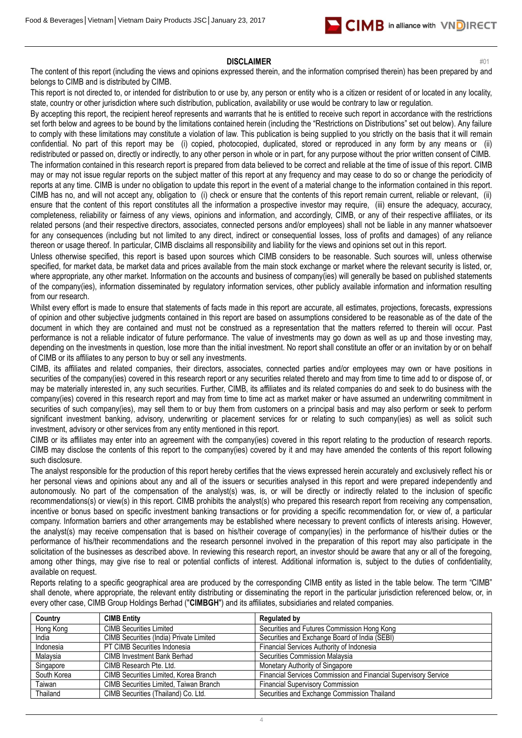## DISCLAIMER

#01

The content of this report (including the views and opinions expressed therein, and the information comprised therein) has been prepared by and belongs to CIMB and is distributed by CIMB.

This report is not directed to, or intended for distribution to or use by, any person or entity who is a citizen or resident of or located in any locality, state, country or other jurisdiction where such distribution, publication, availability or use would be contrary to law or regulation.

By accepting this report, the recipient hereof represents and warrants that he is entitled to receive such report in accordance with the restrictions set forth below and agrees to be bound by the limitations contained herein (including the "Restrictions on Distributions" set out below). Any failure to comply with these limitations may constitute a violation of law. This publication is being supplied to you strictly on the basis that it will remain confidential. No part of this report may be (i) copied, photocopied, duplicated, stored or reproduced in any form by any means or (ii) redistributed or passed on, directly or indirectly, to any other person in whole or in part, for any purpose without the prior written consent of CIMB.

The information contained in this research report is prepared from data believed to be correct and reliable at the time of issue of this report. CIMB may or may not issue regular reports on the subject matter of this report at any frequency and may cease to do so or change the periodicity of reports at any time. CIMB is under no obligation to update this report in the event of a material change to the information contained in this report. CIMB has no, and will not accept any, obligation to (i) check or ensure that the contents of this report remain current, reliable or relevant, (ii) ensure that the content of this report constitutes all the information a prospective investor may require, (iii) ensure the adequacy, accuracy, completeness, reliability or fairness of any views, opinions and information, and accordingly, CIMB, or any of their respective affiliates, or its related persons (and their respective directors, associates, connected persons and/or employees) shall not be liable in any manner whatsoever for any consequences (including but not limited to any direct, indirect or consequential losses, loss of profits and damages) of any reliance thereon or usage thereof. In particular, CIMB disclaims all responsibility and liability for the views and opinions set out in this report.

Unless otherwise specified, this report is based upon sources which CIMB considers to be reasonable. Such sources will, unless otherwise specified, for market data, be market data and prices available from the main stock exchange or market where the relevant security is listed, or, where appropriate, any other market. Information on the accounts and business of company(ies) will generally be based on published statements of the company(ies), information disseminated by regulatory information services, other publicly available information and information resulting from our research.

Whilst every effort is made to ensure that statements of facts made in this report are accurate, all estimates, projections, forecasts, expressions of opinion and other subjective judgments contained in this report are based on assumptions considered to be reasonable as of the date of the document in which they are contained and must not be construed as a representation that the matters referred to therein will occur. Past performance is not a reliable indicator of future performance. The value of investments may go down as well as up and those investing may, depending on the investments in question, lose more than the initial investment. No report shall constitute an offer or an invitation by or on behalf of CIMB or its affiliates to any person to buy or sell any investments.

CIMB, its affiliates and related companies, their directors, associates, connected parties and/or employees may own or have positions in securities of the company(ies) covered in this research report or any securities related thereto and may from time to time add to or dispose of, or may be materially interested in, any such securities. Further, CIMB, its affiliates and its related companies do and seek to do business with the company(ies) covered in this research report and may from time to time act as market maker or have assumed an underwriting commitment in securities of such company(ies), may sell them to or buy them from customers on a principal basis and may also perform or seek to perform significant investment banking, advisory, underwriting or placement services for or relating to such company(ies) as well as solicit such investment, advisory or other services from any entity mentioned in this report.

CIMB or its affiliates may enter into an agreement with the company(ies) covered in this report relating to the production of research reports. CIMB may disclose the contents of this report to the company(ies) covered by it and may have amended the contents of this report following such disclosure.

The analyst responsible for the production of this report hereby certifies that the views expressed herein accurately and exclusively reflect his or her personal views and opinions about any and all of the issuers or securities analysed in this report and were prepared independently and autonomously. No part of the compensation of the analyst(s) was, is, or will be directly or indirectly related to the inclusion of specific recommendations(s) or view(s) in this report. CIMB prohibits the analyst(s) who prepared this research report from receiving any compensation, incentive or bonus based on specific investment banking transactions or for providing a specific recommendation for, or view of, a particular company. Information barriers and other arrangements may be established where necessary to prevent conflicts of interests arising. However, the analyst(s) may receive compensation that is based on his/their coverage of company(ies) in the performance of his/their duties or the performance of his/their recommendations and the research personnel involved in the preparation of this report may also participate in the solicitation of the businesses as described above. In reviewing this research report, an investor should be aware that any or all of the foregoing, among other things, may give rise to real or potential conflicts of interest. Additional information is, subject to the duties of confidentiality, available on request.

Reports relating to a specific geographical area are produced by the corresponding CIMB entity as listed in the table below. The term "CIMB" shall denote, where appropriate, the relevant entity distributing or disseminating the report in the particular jurisdiction referenced below, or, in every other case, CIMB Group Holdings Berhad ("**CIMBGH**") and its affiliates, subsidiaries and related companies.

| Country | CIMB Entity | Regulated by |
|---|---|---|
| Hong Kong | CIMB Securities Limited | Securities and Futures Commission Hong Kong |
| India | CIMB Securities (India) Private Limited | Securities and Exchange Board of India (SEBI) |
| Indonesia | PT CIMB Securities Indonesia | Financial Services Authority of Indonesia |
| Malaysia | CIMB Investment Bank Berhad | Securities Commission Malaysia |
| Singapore | CIMB Research Pte. Ltd. | Monetary Authority of Singapore |
| South Korea | CIMB Securities Limited, Korea Branch | Financial Services Commission and Financial Supervisory Service |
| Taiwan | CIMB Securities Limited, Taiwan Branch | Financial Supervisory Commission |
| Thailand | CIMB Securities (Thailand) Co. Ltd. | Securities and Exchange Commission Thailand |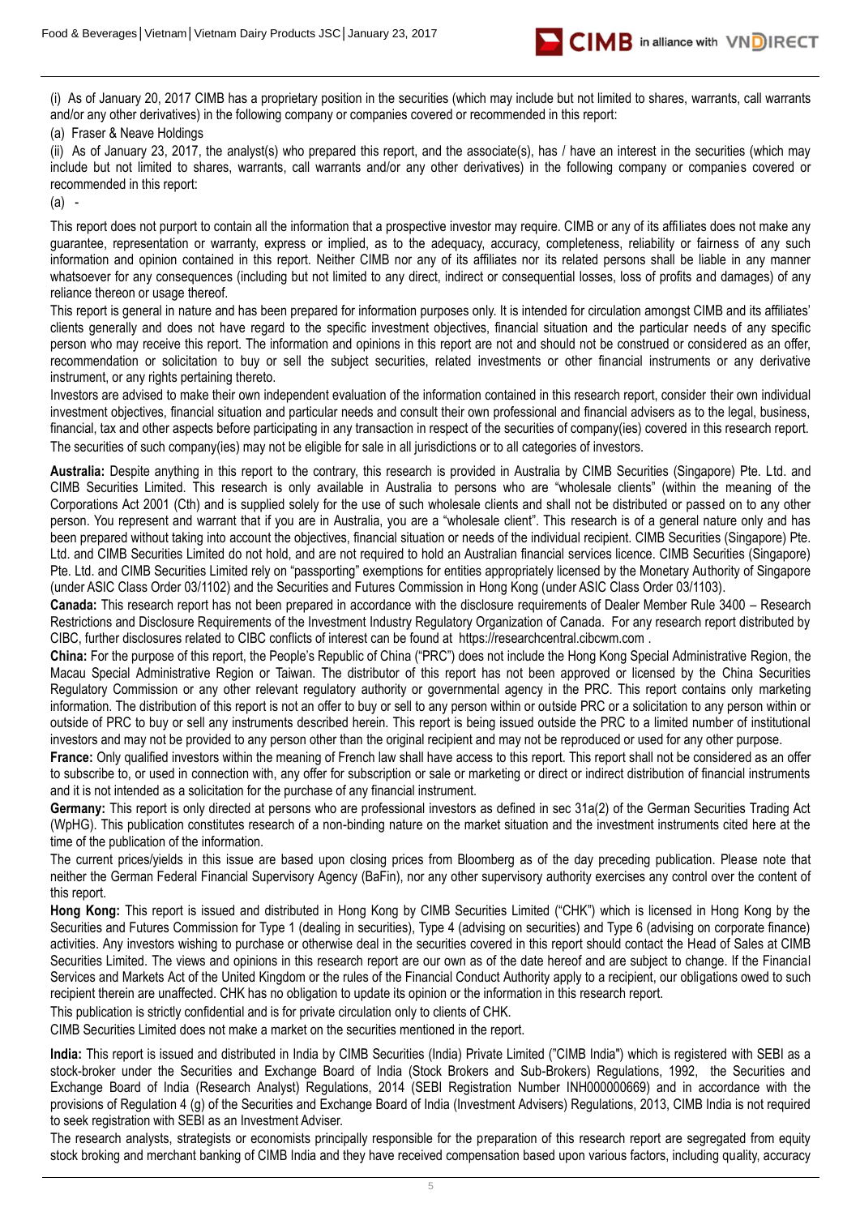(i) As of January 20, 2017 CIMB has a proprietary position in the securities (which may include but not limited to shares, warrants, call warrants and/or any other derivatives) in the following company or companies covered or recommended in this report:

(a) Fraser & Neave Holdings

(ii) As of January 23, 2017, the analyst(s) who prepared this report, and the associate(s), has / have an interest in the securities (which may include but not limited to shares, warrants, call warrants and/or any other derivatives) in the following company or companies covered or recommended in this report:

(a) -

This report does not purport to contain all the information that a prospective investor may require. CIMB or any of its affiliates does not make any guarantee, representation or warranty, express or implied, as to the adequacy, accuracy, completeness, reliability or fairness of any such information and opinion contained in this report. Neither CIMB nor any of its affiliates nor its related persons shall be liable in any manner whatsoever for any consequences (including but not limited to any direct, indirect or consequential losses, loss of profits and damages) of any reliance thereon or usage thereof.

This report is general in nature and has been prepared for information purposes only. It is intended for circulation amongst CIMB and its affiliates' clients generally and does not have regard to the specific investment objectives, financial situation and the particular needs of any specific person who may receive this report. The information and opinions in this report are not and should not be construed or considered as an offer, recommendation or solicitation to buy or sell the subject securities, related investments or other financial instruments or any derivative instrument, or any rights pertaining thereto.

Investors are advised to make their own independent evaluation of the information contained in this research report, consider their own individual investment objectives, financial situation and particular needs and consult their own professional and financial advisers as to the legal, business, financial, tax and other aspects before participating in any transaction in respect of the securities of company(ies) covered in this research report. The securities of such company(ies) may not be eligible for sale in all jurisdictions or to all categories of investors.

**Australia:** Despite anything in this report to the contrary, this research is provided in Australia by CIMB Securities (Singapore) Pte. Ltd. and CIMB Securities Limited. This research is only available in Australia to persons who are "wholesale clients" (within the meaning of the Corporations Act 2001 (Cth) and is supplied solely for the use of such wholesale clients and shall not be distributed or passed on to any other person. You represent and warrant that if you are in Australia, you are a "wholesale client". This research is of a general nature only and has been prepared without taking into account the objectives, financial situation or needs of the individual recipient. CIMB Securities (Singapore) Pte. Ltd. and CIMB Securities Limited do not hold, and are not required to hold an Australian financial services licence. CIMB Securities (Singapore) Pte. Ltd. and CIMB Securities Limited rely on "passporting" exemptions for entities appropriately licensed by the Monetary Authority of Singapore (under ASIC Class Order 03/1102) and the Securities and Futures Commission in Hong Kong (under ASIC Class Order 03/1103).

**Canada:** This research report has not been prepared in accordance with the disclosure requirements of Dealer Member Rule 3400 – Research Restrictions and Disclosure Requirements of the Investment Industry Regulatory Organization of Canada. For any research report distributed by CIBC, further disclosures related to CIBC conflicts of interest can be found at https://researchcentral.cibcwm.com .

**China:** For the purpose of this report, the People's Republic of China ("PRC") does not include the Hong Kong Special Administrative Region, the Macau Special Administrative Region or Taiwan. The distributor of this report has not been approved or licensed by the China Securities Regulatory Commission or any other relevant regulatory authority or governmental agency in the PRC. This report contains only marketing information. The distribution of this report is not an offer to buy or sell to any person within or outside PRC or a solicitation to any person within or outside of PRC to buy or sell any instruments described herein. This report is being issued outside the PRC to a limited number of institutional investors and may not be provided to any person other than the original recipient and may not be reproduced or used for any other purpose.

**France:** Only qualified investors within the meaning of French law shall have access to this report. This report shall not be considered as an offer to subscribe to, or used in connection with, any offer for subscription or sale or marketing or direct or indirect distribution of financial instruments and it is not intended as a solicitation for the purchase of any financial instrument.

**Germany:** This report is only directed at persons who are professional investors as defined in sec 31a(2) of the German Securities Trading Act (WpHG). This publication constitutes research of a non-binding nature on the market situation and the investment instruments cited here at the time of the publication of the information.

The current prices/yields in this issue are based upon closing prices from Bloomberg as of the day preceding publication. Please note that neither the German Federal Financial Supervisory Agency (BaFin), nor any other supervisory authority exercises any control over the content of this report.

**Hong Kong:** This report is issued and distributed in Hong Kong by CIMB Securities Limited ("CHK") which is licensed in Hong Kong by the Securities and Futures Commission for Type 1 (dealing in securities), Type 4 (advising on securities) and Type 6 (advising on corporate finance) activities. Any investors wishing to purchase or otherwise deal in the securities covered in this report should contact the Head of Sales at CIMB Securities Limited. The views and opinions in this research report are our own as of the date hereof and are subject to change. If the Financial Services and Markets Act of the United Kingdom or the rules of the Financial Conduct Authority apply to a recipient, our obligations owed to such recipient therein are unaffected. CHK has no obligation to update its opinion or the information in this research report.

This publication is strictly confidential and is for private circulation only to clients of CHK.

CIMB Securities Limited does not make a market on the securities mentioned in the report.

**India:** This report is issued and distributed in India by CIMB Securities (India) Private Limited ("CIMB India") which is registered with SEBI as a stock-broker under the Securities and Exchange Board of India (Stock Brokers and Sub-Brokers) Regulations, 1992, the Securities and Exchange Board of India (Research Analyst) Regulations, 2014 (SEBI Registration Number INH000000669) and in accordance with the provisions of Regulation 4 (g) of the Securities and Exchange Board of India (Investment Advisers) Regulations, 2013, CIMB India is not required to seek registration with SEBI as an Investment Adviser.

The research analysts, strategists or economists principally responsible for the preparation of this research report are segregated from equity stock broking and merchant banking of CIMB India and they have received compensation based upon various factors, including quality, accuracy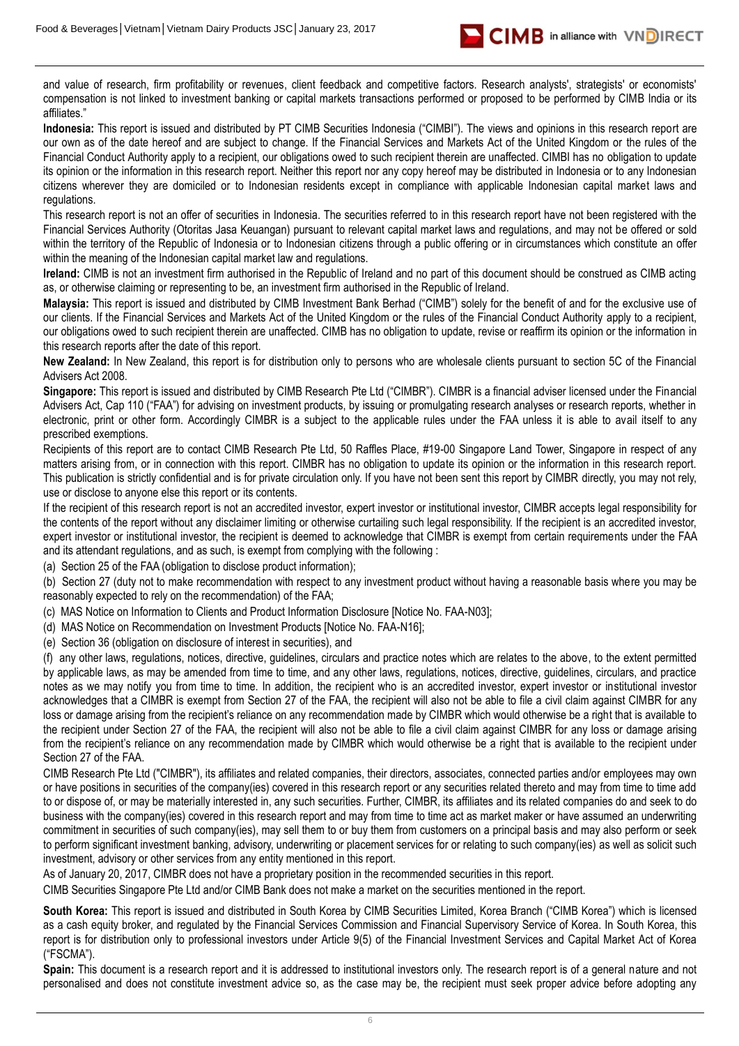and value of research, firm profitability or revenues, client feedback and competitive factors. Research analysts', strategists' or economists' compensation is not linked to investment banking or capital markets transactions performed or proposed to be performed by CIMB India or its affiliates."

**Indonesia:** This report is issued and distributed by PT CIMB Securities Indonesia ("CIMBI"). The views and opinions in this research report are our own as of the date hereof and are subject to change. If the Financial Services and Markets Act of the United Kingdom or the rules of the Financial Conduct Authority apply to a recipient, our obligations owed to such recipient therein are unaffected. CIMBI has no obligation to update its opinion or the information in this research report. Neither this report nor any copy hereof may be distributed in Indonesia or to any Indonesian citizens wherever they are domiciled or to Indonesian residents except in compliance with applicable Indonesian capital market laws and regulations.

This research report is not an offer of securities in Indonesia. The securities referred to in this research report have not been registered with the Financial Services Authority (Otoritas Jasa Keuangan) pursuant to relevant capital market laws and regulations, and may not be offered or sold within the territory of the Republic of Indonesia or to Indonesian citizens through a public offering or in circumstances which constitute an offer within the meaning of the Indonesian capital market law and regulations.

**Ireland:** CIMB is not an investment firm authorised in the Republic of Ireland and no part of this document should be construed as CIMB acting as, or otherwise claiming or representing to be, an investment firm authorised in the Republic of Ireland.

**Malaysia:** This report is issued and distributed by CIMB Investment Bank Berhad ("CIMB") solely for the benefit of and for the exclusive use of our clients. If the Financial Services and Markets Act of the United Kingdom or the rules of the Financial Conduct Authority apply to a recipient, our obligations owed to such recipient therein are unaffected. CIMB has no obligation to update, revise or reaffirm its opinion or the information in this research reports after the date of this report.

**New Zealand:** In New Zealand, this report is for distribution only to persons who are wholesale clients pursuant to section 5C of the Financial Advisers Act 2008.

**Singapore:** This report is issued and distributed by CIMB Research Pte Ltd ("CIMBR"). CIMBR is a financial adviser licensed under the Financial Advisers Act, Cap 110 ("FAA") for advising on investment products, by issuing or promulgating research analyses or research reports, whether in electronic, print or other form. Accordingly CIMBR is a subject to the applicable rules under the FAA unless it is able to avail itself to any prescribed exemptions.

Recipients of this report are to contact CIMB Research Pte Ltd, 50 Raffles Place, #19-00 Singapore Land Tower, Singapore in respect of any matters arising from, or in connection with this report. CIMBR has no obligation to update its opinion or the information in this research report. This publication is strictly confidential and is for private circulation only. If you have not been sent this report by CIMBR directly, you may not rely, use or disclose to anyone else this report or its contents.

If the recipient of this research report is not an accredited investor, expert investor or institutional investor, CIMBR accepts legal responsibility for the contents of the report without any disclaimer limiting or otherwise curtailing such legal responsibility. If the recipient is an accredited investor, expert investor or institutional investor, the recipient is deemed to acknowledge that CIMBR is exempt from certain requirements under the FAA and its attendant regulations, and as such, is exempt from complying with the following :

(a) Section 25 of the FAA (obligation to disclose product information);

(b) Section 27 (duty not to make recommendation with respect to any investment product without having a reasonable basis where you may be reasonably expected to rely on the recommendation) of the FAA;

(c) MAS Notice on Information to Clients and Product Information Disclosure [Notice No. FAA-N03];

(d) MAS Notice on Recommendation on Investment Products [Notice No. FAA-N16];

(e) Section 36 (obligation on disclosure of interest in securities), and

(f) any other laws, regulations, notices, directive, guidelines, circulars and practice notes which are relates to the above, to the extent permitted by applicable laws, as may be amended from time to time, and any other laws, regulations, notices, directive, guidelines, circulars, and practice notes as we may notify you from time to time. In addition, the recipient who is an accredited investor, expert investor or institutional investor acknowledges that a CIMBR is exempt from Section 27 of the FAA, the recipient will also not be able to file a civil claim against CIMBR for any loss or damage arising from the recipient's reliance on any recommendation made by CIMBR which would otherwise be a right that is available to the recipient under Section 27 of the FAA, the recipient will also not be able to file a civil claim against CIMBR for any loss or damage arising from the recipient's reliance on any recommendation made by CIMBR which would otherwise be a right that is available to the recipient under Section 27 of the FAA.

CIMB Research Pte Ltd ("CIMBR"), its affiliates and related companies, their directors, associates, connected parties and/or employees may own or have positions in securities of the company(ies) covered in this research report or any securities related thereto and may from time to time add to or dispose of, or may be materially interested in, any such securities. Further, CIMBR, its affiliates and its related companies do and seek to do business with the company(ies) covered in this research report and may from time to time act as market maker or have assumed an underwriting commitment in securities of such company(ies), may sell them to or buy them from customers on a principal basis and may also perform or seek to perform significant investment banking, advisory, underwriting or placement services for or relating to such company(ies) as well as solicit such investment, advisory or other services from any entity mentioned in this report.

As of January 20, 2017, CIMBR does not have a proprietary position in the recommended securities in this report.

CIMB Securities Singapore Pte Ltd and/or CIMB Bank does not make a market on the securities mentioned in the report.

**South Korea:** This report is issued and distributed in South Korea by CIMB Securities Limited, Korea Branch ("CIMB Korea") which is licensed as a cash equity broker, and regulated by the Financial Services Commission and Financial Supervisory Service of Korea. In South Korea, this report is for distribution only to professional investors under Article 9(5) of the Financial Investment Services and Capital Market Act of Korea ("FSCMA").

**Spain:** This document is a research report and it is addressed to institutional investors only. The research report is of a general nature and not personalised and does not constitute investment advice so, as the case may be, the recipient must seek proper advice before adopting any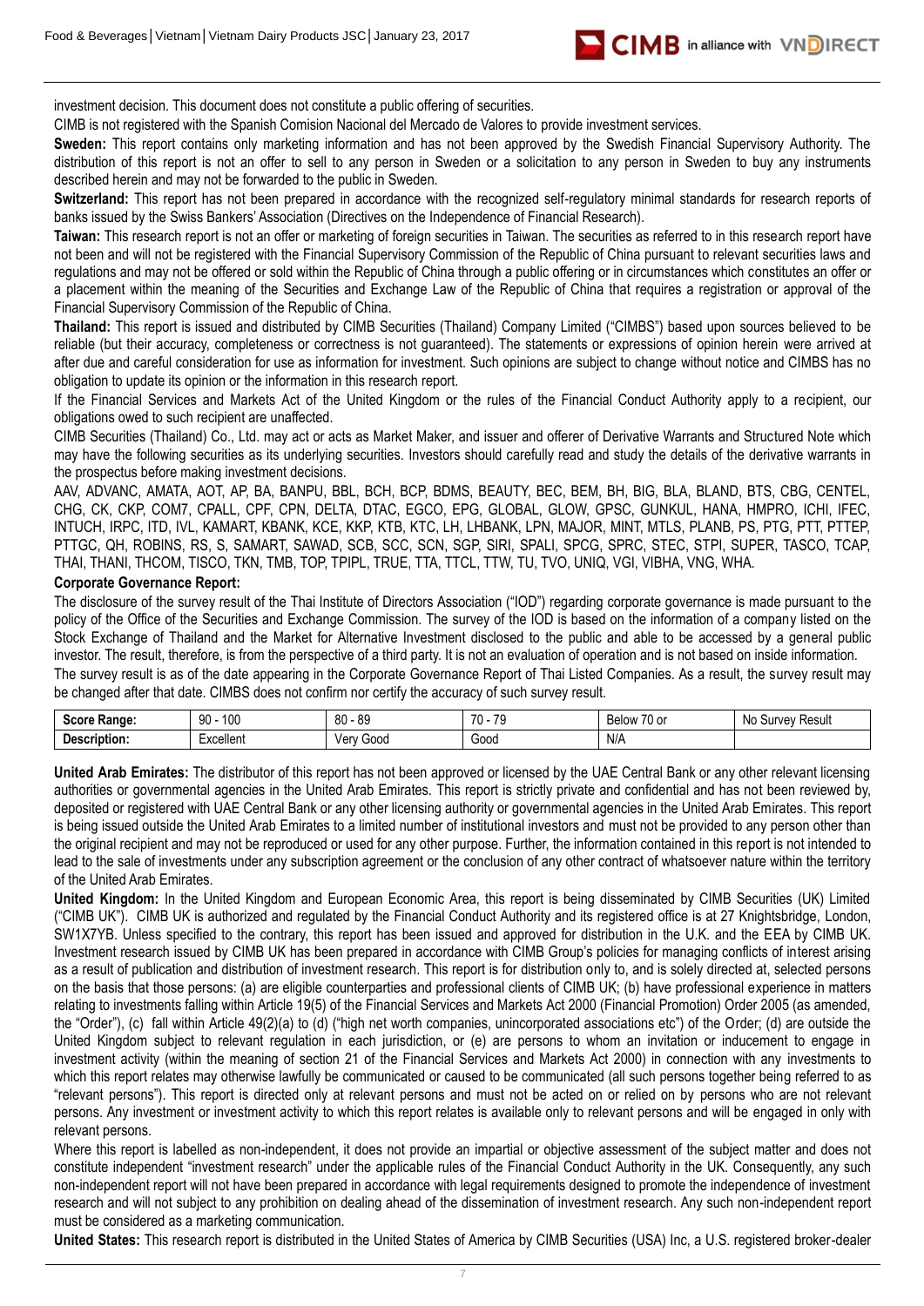investment decision. This document does not constitute a public offering of securities.

CIMB is not registered with the Spanish Comision Nacional del Mercado de Valores to provide investment services.

**Sweden:** This report contains only marketing information and has not been approved by the Swedish Financial Supervisory Authority. The distribution of this report is not an offer to sell to any person in Sweden or a solicitation to any person in Sweden to buy any instruments described herein and may not be forwarded to the public in Sweden.

**Switzerland:** This report has not been prepared in accordance with the recognized self-regulatory minimal standards for research reports of banks issued by the Swiss Bankers' Association (Directives on the Independence of Financial Research).

**Taiwan:** This research report is not an offer or marketing of foreign securities in Taiwan. The securities as referred to in this research report have not been and will not be registered with the Financial Supervisory Commission of the Republic of China pursuant to relevant securities laws and regulations and may not be offered or sold within the Republic of China through a public offering or in circumstances which constitutes an offer or a placement within the meaning of the Securities and Exchange Law of the Republic of China that requires a registration or approval of the Financial Supervisory Commission of the Republic of China.

**Thailand:** This report is issued and distributed by CIMB Securities (Thailand) Company Limited ("CIMBS") based upon sources believed to be reliable (but their accuracy, completeness or correctness is not guaranteed). The statements or expressions of opinion herein were arrived at after due and careful consideration for use as information for investment. Such opinions are subject to change without notice and CIMBS has no obligation to update its opinion or the information in this research report.

If the Financial Services and Markets Act of the United Kingdom or the rules of the Financial Conduct Authority apply to a recipient, our obligations owed to such recipient are unaffected.

CIMB Securities (Thailand) Co., Ltd. may act or acts as Market Maker, and issuer and offerer of Derivative Warrants and Structured Note which may have the following securities as its underlying securities. Investors should carefully read and study the details of the derivative warrants in the prospectus before making investment decisions.

AAV, ADVANC, AMATA, AOT, AP, BA, BANPU, BBL, BCH, BCP, BDMS, BEAUTY, BEC, BEM, BH, BIG, BLA, BLAND, BTS, CBG, CENTEL, CHG, CK, CKP, COM7, CPALL, CPF, CPN, DELTA, DTAC, EGCO, EPG, GLOBAL, GLOW, GPSC, GUNKUL, HANA, HMPRO, ICHI, IFEC, INTUCH, IRPC, ITD, IVL, KAMART, KBANK, KCE, KKP, KTB, KTC, LH, LHBANK, LPN, MAJOR, MINT, MTLS, PLANB, PS, PTG, PTT, PTTEP, PTTGC, QH, ROBINS, RS, S, SAMART, SAWAD, SCB, SCC, SCN, SGP, SIRI, SPALI, SPCG, SPRC, STEC, STPI, SUPER, TASCO, TCAP, THAI, THANI, THCOM, TISCO, TKN, TMB, TOP, TPIPL, TRUE, TTA, TTCL, TTW, TU, TVO, UNIQ, VGI, VIBHA, VNG, WHA.

**Corporate Governance Report:**

The disclosure of the survey result of the Thai Institute of Directors Association ("IOD") regarding corporate governance is made pursuant to the policy of the Office of the Securities and Exchange Commission. The survey of the IOD is based on the information of a company listed on the Stock Exchange of Thailand and the Market for Alternative Investment disclosed to the public and able to be accessed by a general public investor. The result, therefore, is from the perspective of a third party. It is not an evaluation of operation and is not based on inside information.

The survey result is as of the date appearing in the Corporate Governance Report of Thai Listed Companies. As a result, the survey result may be changed after that date. CIMBS does not confirm nor certify the accuracy of such survey result.

| **Score Range:** | 90 - 100 | 80 - 89 | 70 - 79 | Below 70 or | No Survey Result |
|---|---|---|---|---|---|
| **Description:** | Excellent | Very Good | Good | N/A | |

**United Arab Emirates:** The distributor of this report has not been approved or licensed by the UAE Central Bank or any other relevant licensing authorities or governmental agencies in the United Arab Emirates. This report is strictly private and confidential and has not been reviewed by, deposited or registered with UAE Central Bank or any other licensing authority or governmental agencies in the United Arab Emirates. This report is being issued outside the United Arab Emirates to a limited number of institutional investors and must not be provided to any person other than the original recipient and may not be reproduced or used for any other purpose. Further, the information contained in this report is not intended to lead to the sale of investments under any subscription agreement or the conclusion of any other contract of whatsoever nature within the territory of the United Arab Emirates.

**United Kingdom:** In the United Kingdom and European Economic Area, this report is being disseminated by CIMB Securities (UK) Limited ("CIMB UK"). CIMB UK is authorized and regulated by the Financial Conduct Authority and its registered office is at 27 Knightsbridge, London, SW1X7YB. Unless specified to the contrary, this report has been issued and approved for distribution in the U.K. and the EEA by CIMB UK. Investment research issued by CIMB UK has been prepared in accordance with CIMB Group's policies for managing conflicts of interest arising as a result of publication and distribution of investment research. This report is for distribution only to, and is solely directed at, selected persons on the basis that those persons: (a) are eligible counterparties and professional clients of CIMB UK; (b) have professional experience in matters relating to investments falling within Article 19(5) of the Financial Services and Markets Act 2000 (Financial Promotion) Order 2005 (as amended, the "Order"), (c) fall within Article 49(2)(a) to (d) ("high net worth companies, unincorporated associations etc") of the Order; (d) are outside the United Kingdom subject to relevant regulation in each jurisdiction, or (e) are persons to whom an invitation or inducement to engage in investment activity (within the meaning of section 21 of the Financial Services and Markets Act 2000) in connection with any investments to which this report relates may otherwise lawfully be communicated or caused to be communicated (all such persons together being referred to as "relevant persons"). This report is directed only at relevant persons and must not be acted on or relied on by persons who are not relevant persons. Any investment or investment activity to which this report relates is available only to relevant persons and will be engaged in only with relevant persons.

Where this report is labelled as non-independent, it does not provide an impartial or objective assessment of the subject matter and does not constitute independent "investment research" under the applicable rules of the Financial Conduct Authority in the UK. Consequently, any such non-independent report will not have been prepared in accordance with legal requirements designed to promote the independence of investment research and will not subject to any prohibition on dealing ahead of the dissemination of investment research. Any such non-independent report must be considered as a marketing communication.

**United States:** This research report is distributed in the United States of America by CIMB Securities (USA) Inc, a U.S. registered broker-dealer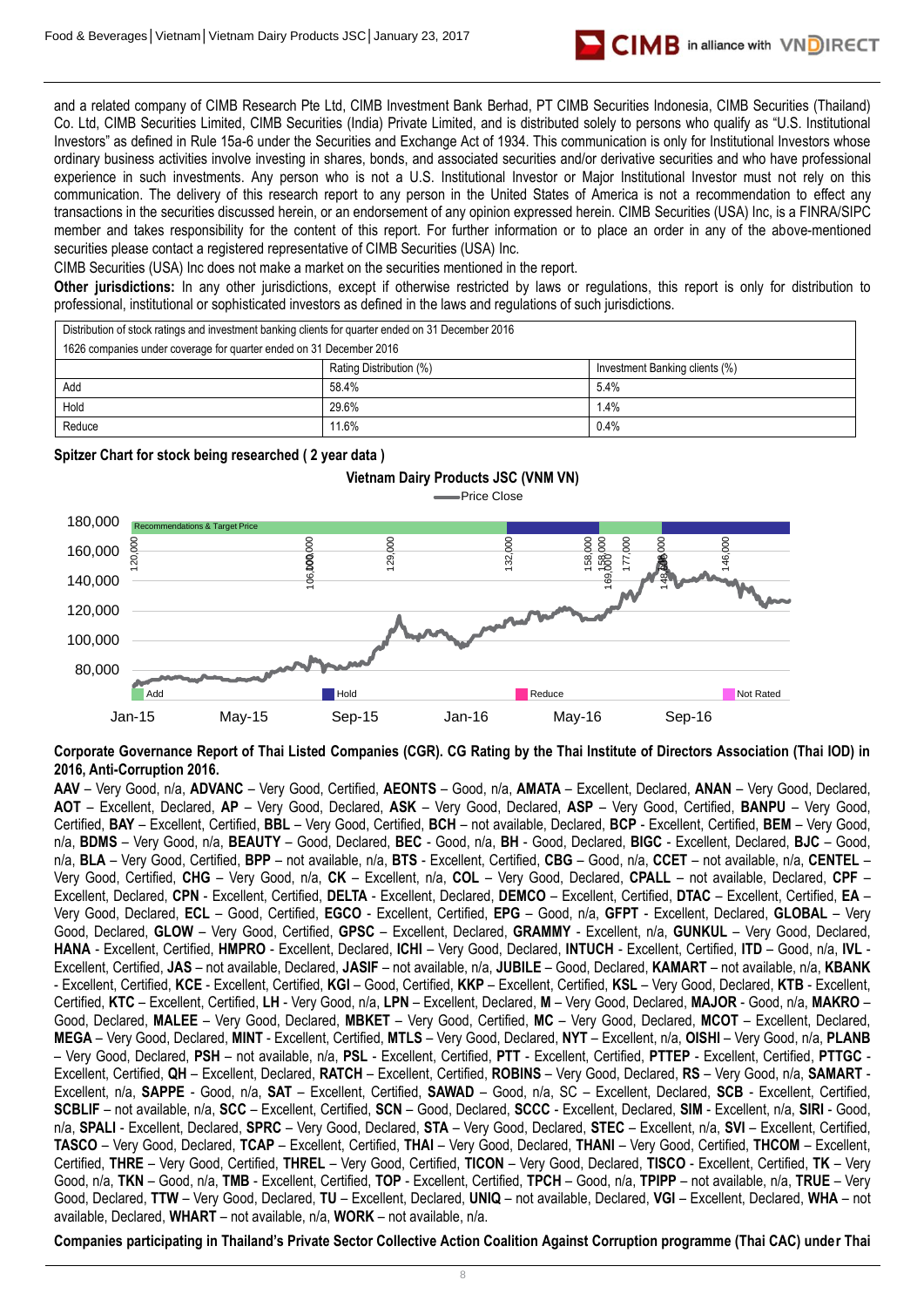and a related company of CIMB Research Pte Ltd, CIMB Investment Bank Berhad, PT CIMB Securities Indonesia, CIMB Securities (Thailand) Co. Ltd, CIMB Securities Limited, CIMB Securities (India) Private Limited, and is distributed solely to persons who qualify as "U.S. Institutional Investors" as defined in Rule 15a-6 under the Securities and Exchange Act of 1934. This communication is only for Institutional Investors whose ordinary business activities involve investing in shares, bonds, and associated securities and/or derivative securities and who have professional experience in such investments. Any person who is not a U.S. Institutional Investor or Major Institutional Investor must not rely on this communication. The delivery of this research report to any person in the United States of America is not a recommendation to effect any transactions in the securities discussed herein, or an endorsement of any opinion expressed herein. CIMB Securities (USA) Inc, is a FINRA/SIPC member and takes responsibility for the content of this report. For further information or to place an order in any of the above-mentioned securities please contact a registered representative of CIMB Securities (USA) Inc.

CIMB Securities (USA) Inc does not make a market on the securities mentioned in the report.

**Other jurisdictions:** In any other jurisdictions, except if otherwise restricted by laws or regulations, this report is only for distribution to professional, institutional or sophisticated investors as defined in the laws and regulations of such jurisdictions.

| Distribution of stock ratings and investment banking clients for quarter ended on 31 December 2016 | | |
|---|---|---|
| 1626 companies under coverage for quarter ended on 31 December 2016 | | |
| | Rating Distribution (%) | Investment Banking clients (%) |
| Add | 58.4% | 5.4% |
| Hold | 29.6% | 1.4% |
| Reduce | 11.6% | 0.4% |

**Spitzer Chart for stock being researched ( 2 year data )**

**Vietnam Dairy Products JSC (VNM VN)**

Price Close

Recommendations & Target Price: 120,000; 106,000; 100,000; 129,000; 132,000; 158,000; 169,000; 158,000; 177,000; 148,000; 146,000

Add | Hold | Reduce | Not Rated

**Corporate Governance Report of Thai Listed Companies (CGR). CG Rating by the Thai Institute of Directors Association (Thai IOD) in 2016, Anti-Corruption 2016.**

**AAV** – Very Good, n/a, **ADVANC** – Very Good, Certified, **AEONTS** – Good, n/a, **AMATA** – Excellent, Declared, **ANAN** – Very Good, Declared, **AOT** – Excellent, Declared, **AP** – Very Good, Declared, **ASK** – Very Good, Declared, **ASP** – Very Good, Certified, **BANPU** – Very Good, Certified, **BAY** – Excellent, Certified, **BBL** – Very Good, Certified, **BCH** – not available, Declared, **BCP** - Excellent, Certified, **BEM** – Very Good, n/a, **BDMS** – Very Good, n/a, **BEAUTY** – Good, Declared, **BEC** - Good, n/a, **BH** - Good, Declared, **BIGC** - Excellent, Declared, **BJC** – Good, n/a, **BLA** – Very Good, Certified, **BPP** – not available, n/a, **BTS** - Excellent, Certified, **CBG** – Good, n/a, **CCET** – not available, n/a, **CENTEL** – Very Good, Certified, **CHG** – Very Good, n/a, **CK** – Excellent, n/a, **COL** – Very Good, Declared, **CPALL** – not available, Declared, **CPF** – Excellent, Declared, **CPN** - Excellent, Certified, **DELTA** - Excellent, Declared, **DEMCO** – Excellent, Certified, **DTAC** – Excellent, Certified, **EA** – Very Good, Declared, **ECL** – Good, Certified, **EGCO** - Excellent, Certified, **EPG** – Good, n/a, **GFPT** - Excellent, Declared, **GLOBAL** – Very Good, Declared, **GLOW** – Very Good, Certified, **GPSC** – Excellent, Declared, **GRAMMY** - Excellent, n/a, **GUNKUL** – Very Good, Declared, **HANA** - Excellent, Certified, **HMPRO** - Excellent, Declared, **ICHI** – Very Good, Declared, **INTUCH** - Excellent, Certified, **ITD** – Good, n/a, **IVL** - Excellent, Certified, **JAS** – not available, Declared, **JASIF** – not available, n/a, **JUBILE** – Good, Declared, **KAMART** – not available, n/a, **KBANK** - Excellent, Certified, **KCE** - Excellent, Certified, **KGI** – Good, Certified, **KKP** – Excellent, Certified, **KSL** – Very Good, Declared, **KTB** - Excellent, Certified, **KTC** – Excellent, Certified, **LH** - Very Good, n/a, **LPN** – Excellent, Declared, **M** – Very Good, Declared, **MAJOR** - Good, n/a, **MAKRO** – Good, Declared, **MALEE** – Very Good, Declared, **MBKET** – Very Good, Certified, **MC** – Very Good, Declared, **MCOT** – Excellent, Declared, **MEGA** – Very Good, Declared, **MINT** - Excellent, Certified, **MTLS** – Very Good, Declared, **NYT** – Excellent, n/a, **OISHI** – Very Good, n/a, **PLANB** – Very Good, Declared, **PSH** – not available, n/a, **PSL** - Excellent, Certified, **PTT** - Excellent, Certified, **PTTEP** - Excellent, Certified, **PTTGC** - Excellent, Certified, **QH** – Excellent, Declared, **RATCH** – Excellent, Certified, **ROBINS** – Very Good, Declared, **RS** – Very Good, n/a, **SAMART** - Excellent, n/a, **SAPPE** - Good, n/a, **SAT** – Excellent, Certified, **SAWAD** – Good, n/a, SC – Excellent, Declared, **SCB** - Excellent, Certified, **SCBLIF** – not available, n/a, **SCC** – Excellent, Certified, **SCN** – Good, Declared, **SCCC** - Excellent, Declared, **SIM** - Excellent, n/a, **SIRI** - Good, n/a, **SPALI** - Excellent, Declared, **SPRC** – Very Good, Declared, **STA** – Very Good, Declared, **STEC** – Excellent, n/a, **SVI** – Excellent, Certified, **TASCO** – Very Good, Declared, **TCAP** – Excellent, Certified, **THAI** – Very Good, Declared, **THANI** – Very Good, Certified, **THCOM** – Excellent, Certified, **THRE** – Very Good, Certified, **THREL** – Very Good, Certified, **TICON** – Very Good, Declared, **TISCO** - Excellent, Certified, **TK** – Very Good, n/a, **TKN** – Good, n/a, **TMB** - Excellent, Certified, **TOP** - Excellent, Certified, **TPCH** – Good, n/a, **TPIPP** – not available, n/a, **TRUE** – Very Good, Declared, **TTW** – Very Good, Declared, **TU** – Excellent, Declared, **UNIQ** – not available, Declared, **VGI** – Excellent, Declared, **WHA** – not available, Declared, **WHART** – not available, n/a, **WORK** – not available, n/a.

**Companies participating in Thailand's Private Sector Collective Action Coalition Against Corruption programme (Thai CAC) under Thai**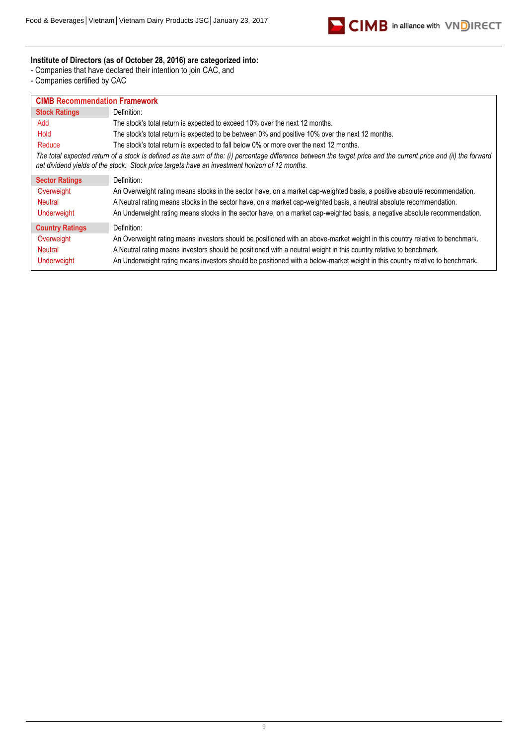**Institute of Directors (as of October 28, 2016) are categorized into:**

- Companies that have declared their intention to join CAC, and
- Companies certified by CAC

**CIMB Recommendation Framework**

| Stock Ratings | Definition: |
|---|---|
| Add | The stock's total return is expected to exceed 10% over the next 12 months. |
| Hold | The stock's total return is expected to be between 0% and positive 10% over the next 12 months. |
| Reduce | The stock's total return is expected to fall below 0% or more over the next 12 months. |

*The total expected return of a stock is defined as the sum of the: (i) percentage difference between the target price and the current price and (ii) the forward net dividend yields of the stock. Stock price targets have an investment horizon of 12 months.*

| Sector Ratings | Definition: |
|---|---|
| Overweight | An Overweight rating means stocks in the sector have, on a market cap-weighted basis, a positive absolute recommendation. |
| Neutral | A Neutral rating means stocks in the sector have, on a market cap-weighted basis, a neutral absolute recommendation. |
| Underweight | An Underweight rating means stocks in the sector have, on a market cap-weighted basis, a negative absolute recommendation. |

| Country Ratings | Definition: |
|---|---|
| Overweight | An Overweight rating means investors should be positioned with an above-market weight in this country relative to benchmark. |
| Neutral | A Neutral rating means investors should be positioned with a neutral weight in this country relative to benchmark. |
| Underweight | An Underweight rating means investors should be positioned with a below-market weight in this country relative to benchmark. |